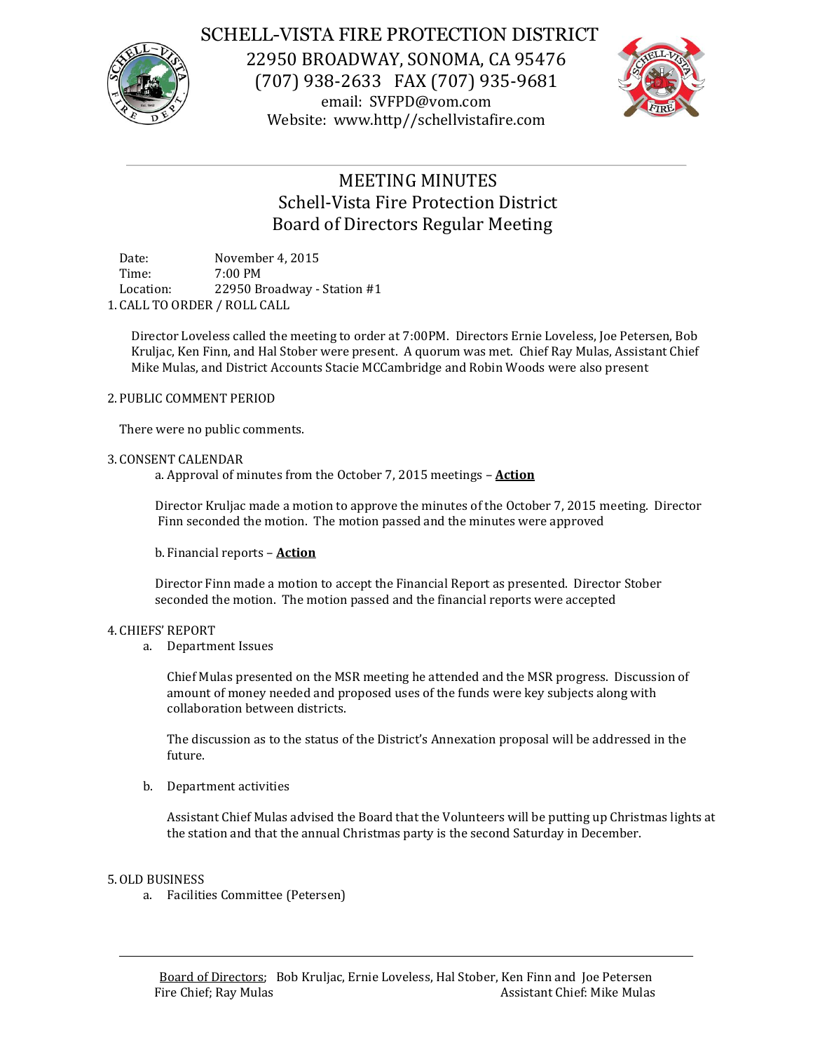# SCHELL-VISTA FIRE PROTECTION DISTRICT

22950 BROADWAY, SONOMA, CA 95476
(707) 938-2633 FAX (707) 935-9681
email: SVFPD@vom.com
Website: www.http//schellvistafire.com

---

## MEETING MINUTES
## Schell-Vista Fire Protection District
## Board of Directors Regular Meeting

Date: November 4, 2015
Time: 7:00 PM
Location: 22950 Broadway - Station #1

1. CALL TO ORDER / ROLL CALL

Director Loveless called the meeting to order at 7:00PM. Directors Ernie Loveless, Joe Petersen, Bob Kruljac, Ken Finn, and Hal Stober were present. A quorum was met. Chief Ray Mulas, Assistant Chief Mike Mulas, and District Accounts Stacie MCCambridge and Robin Woods were also present

2. PUBLIC COMMENT PERIOD

There were no public comments.

3. CONSENT CALENDAR

a. Approval of minutes from the October 7, 2015 meetings – **Action**

Director Kruljac made a motion to approve the minutes of the October 7, 2015 meeting. Director Finn seconded the motion. The motion passed and the minutes were approved

b. Financial reports – **Action**

Director Finn made a motion to accept the Financial Report as presented. Director Stober seconded the motion. The motion passed and the financial reports were accepted

4. CHIEFS' REPORT

a. Department Issues

Chief Mulas presented on the MSR meeting he attended and the MSR progress. Discussion of amount of money needed and proposed uses of the funds were key subjects along with collaboration between districts.

The discussion as to the status of the District's Annexation proposal will be addressed in the future.

b. Department activities

Assistant Chief Mulas advised the Board that the Volunteers will be putting up Christmas lights at the station and that the annual Christmas party is the second Saturday in December.

5. OLD BUSINESS

a. Facilities Committee (Petersen)

---

Board of Directors; Bob Kruljac, Ernie Loveless, Hal Stober, Ken Finn and Joe Petersen
Fire Chief; Ray Mulas Assistant Chief: Mike Mulas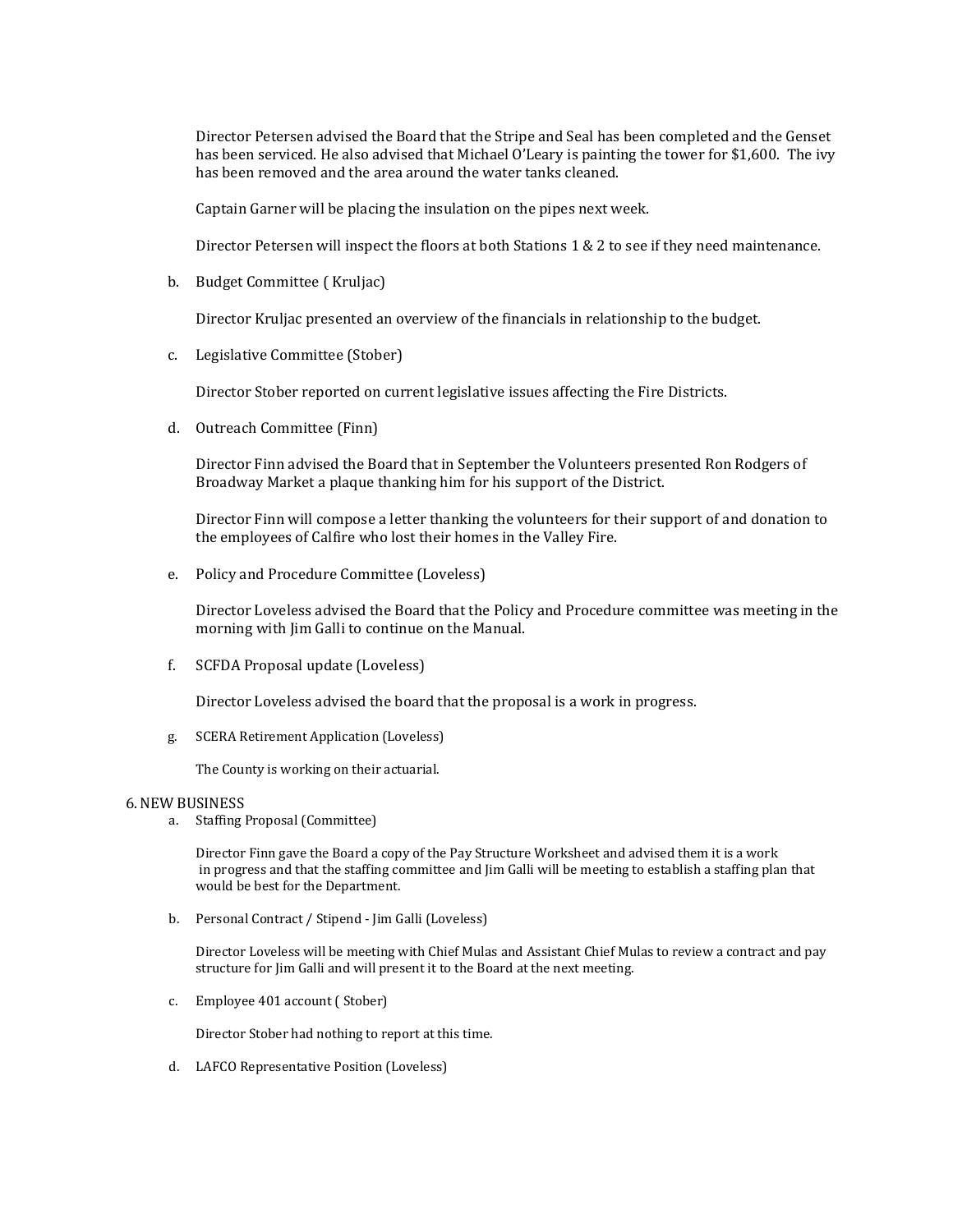Director Petersen advised the Board that the Stripe and Seal has been completed and the Genset has been serviced. He also advised that Michael O'Leary is painting the tower for $1,600. The ivy has been removed and the area around the water tanks cleaned.

Captain Garner will be placing the insulation on the pipes next week.

Director Petersen will inspect the floors at both Stations 1 & 2 to see if they need maintenance.

b. Budget Committee ( Kruljac)

Director Kruljac presented an overview of the financials in relationship to the budget.

c. Legislative Committee (Stober)

Director Stober reported on current legislative issues affecting the Fire Districts.

d. Outreach Committee (Finn)

Director Finn advised the Board that in September the Volunteers presented Ron Rodgers of Broadway Market a plaque thanking him for his support of the District.

Director Finn will compose a letter thanking the volunteers for their support of and donation to the employees of Calfire who lost their homes in the Valley Fire.

e. Policy and Procedure Committee (Loveless)

Director Loveless advised the Board that the Policy and Procedure committee was meeting in the morning with Jim Galli to continue on the Manual.

f. SCFDA Proposal update (Loveless)

Director Loveless advised the board that the proposal is a work in progress.

g. SCERA Retirement Application (Loveless)

The County is working on their actuarial.

6. NEW BUSINESS

a. Staffing Proposal (Committee)

Director Finn gave the Board a copy of the Pay Structure Worksheet and advised them it is a work in progress and that the staffing committee and Jim Galli will be meeting to establish a staffing plan that would be best for the Department.

b. Personal Contract / Stipend - Jim Galli (Loveless)

Director Loveless will be meeting with Chief Mulas and Assistant Chief Mulas to review a contract and pay structure for Jim Galli and will present it to the Board at the next meeting.

c. Employee 401 account ( Stober)

Director Stober had nothing to report at this time.

d. LAFCO Representative Position (Loveless)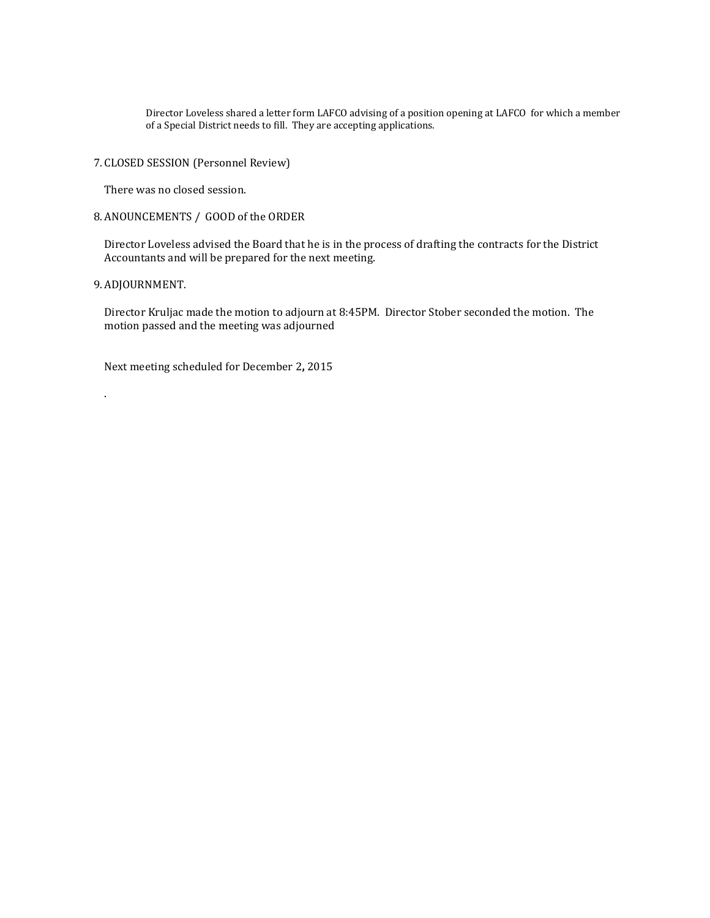Director Loveless shared a letter form LAFCO advising of a position opening at LAFCO for which a member of a Special District needs to fill. They are accepting applications.

7. CLOSED SESSION (Personnel Review)

   There was no closed session.

8. ANOUNCEMENTS / GOOD of the ORDER

   Director Loveless advised the Board that he is in the process of drafting the contracts for the District Accountants and will be prepared for the next meeting.

9. ADJOURNMENT.

   Director Kruljac made the motion to adjourn at 8:45PM. Director Stober seconded the motion. The motion passed and the meeting was adjourned

   Next meeting scheduled for December 2, 2015

   .